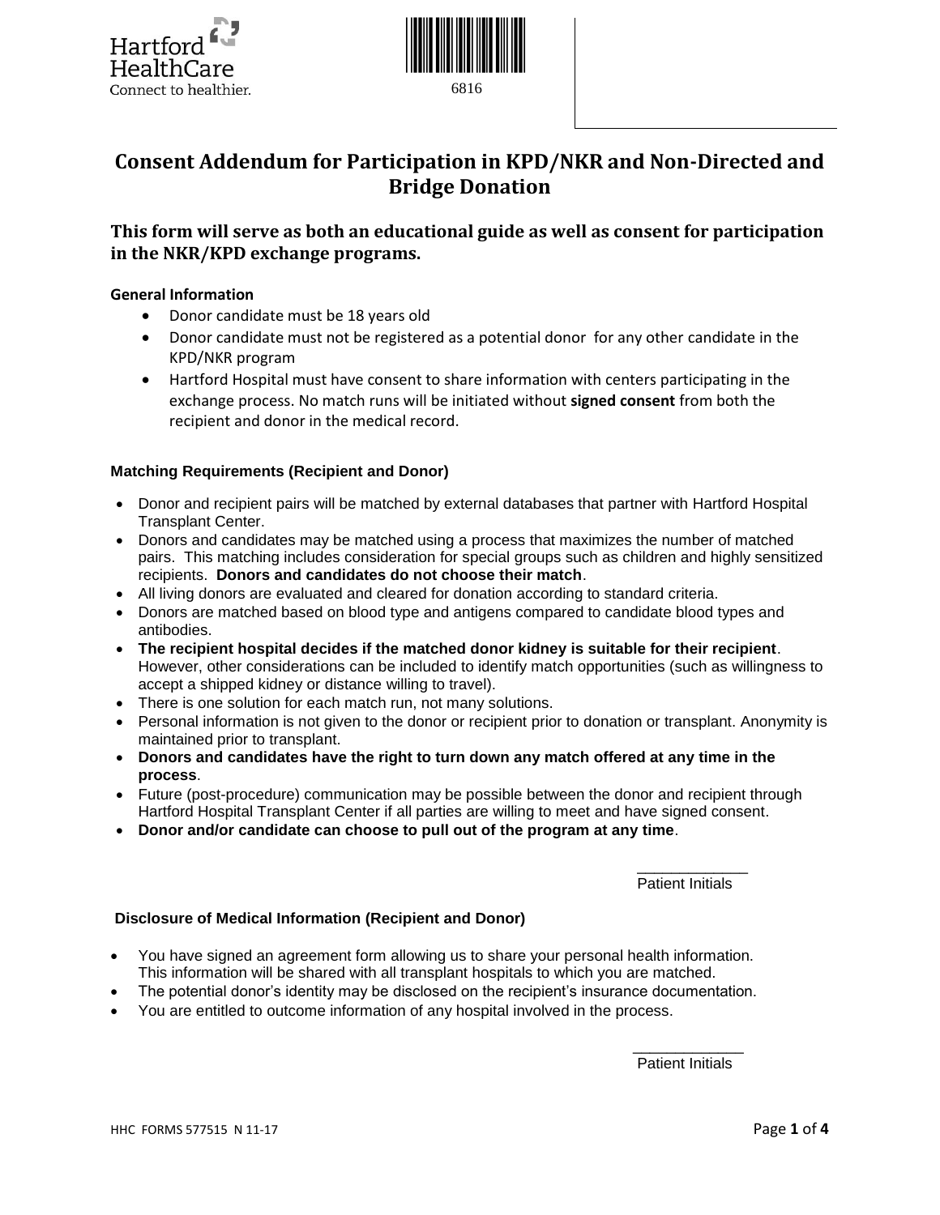Hartford HealthCare
Connect to healthier.

6816

# Consent Addendum for Participation in KPD/NKR and Non-Directed and Bridge Donation

## This form will serve as both an educational guide as well as consent for participation in the NKR/KPD exchange programs.

**General Information**

- Donor candidate must be 18 years old
- Donor candidate must not be registered as a potential donor for any other candidate in the KPD/NKR program
- Hartford Hospital must have consent to share information with centers participating in the exchange process. No match runs will be initiated without **signed consent** from both the recipient and donor in the medical record.

**Matching Requirements (Recipient and Donor)**

- Donor and recipient pairs will be matched by external databases that partner with Hartford Hospital Transplant Center.
- Donors and candidates may be matched using a process that maximizes the number of matched pairs. This matching includes consideration for special groups such as children and highly sensitized recipients. **Donors and candidates do not choose their match**.
- All living donors are evaluated and cleared for donation according to standard criteria.
- Donors are matched based on blood type and antigens compared to candidate blood types and antibodies.
- **The recipient hospital decides if the matched donor kidney is suitable for their recipient**. However, other considerations can be included to identify match opportunities (such as willingness to accept a shipped kidney or distance willing to travel).
- There is one solution for each match run, not many solutions.
- Personal information is not given to the donor or recipient prior to donation or transplant. Anonymity is maintained prior to transplant.
- **Donors and candidates have the right to turn down any match offered at any time in the process**.
- Future (post-procedure) communication may be possible between the donor and recipient through Hartford Hospital Transplant Center if all parties are willing to meet and have signed consent.
- **Donor and/or candidate can choose to pull out of the program at any time**.

_____________
Patient Initials

**Disclosure of Medical Information (Recipient and Donor)**

- You have signed an agreement form allowing us to share your personal health information. This information will be shared with all transplant hospitals to which you are matched.
- The potential donor's identity may be disclosed on the recipient's insurance documentation.
- You are entitled to outcome information of any hospital involved in the process.

_____________
Patient Initials

HHC FORMS 577515 N 11-17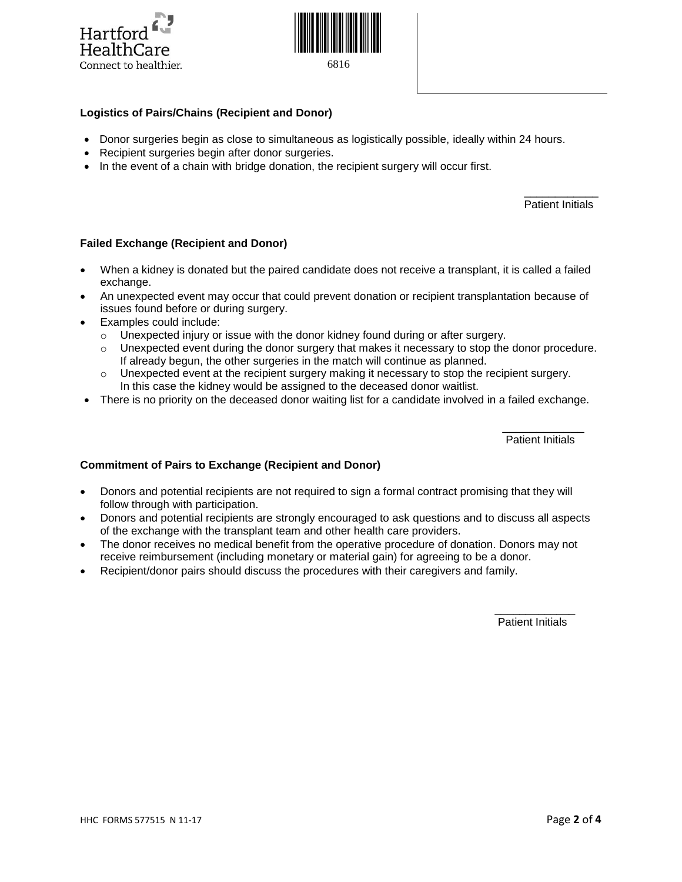### Logistics of Pairs/Chains (Recipient and Donor)

- Donor surgeries begin as close to simultaneous as logistically possible, ideally within 24 hours.
- Recipient surgeries begin after donor surgeries.
- In the event of a chain with bridge donation, the recipient surgery will occur first.

____________
Patient Initials

### Failed Exchange (Recipient and Donor)

- When a kidney is donated but the paired candidate does not receive a transplant, it is called a failed exchange.
- An unexpected event may occur that could prevent donation or recipient transplantation because of issues found before or during surgery.
- Examples could include:
  - Unexpected injury or issue with the donor kidney found during or after surgery.
  - Unexpected event during the donor surgery that makes it necessary to stop the donor procedure. If already begun, the other surgeries in the match will continue as planned.
  - Unexpected event at the recipient surgery making it necessary to stop the recipient surgery. In this case the kidney would be assigned to the deceased donor waitlist.
- There is no priority on the deceased donor waiting list for a candidate involved in a failed exchange.

____________
Patient Initials

### Commitment of Pairs to Exchange (Recipient and Donor)

- Donors and potential recipients are not required to sign a formal contract promising that they will follow through with participation.
- Donors and potential recipients are strongly encouraged to ask questions and to discuss all aspects of the exchange with the transplant team and other health care providers.
- The donor receives no medical benefit from the operative procedure of donation. Donors may not receive reimbursement (including monetary or material gain) for agreeing to be a donor.
- Recipient/donor pairs should discuss the procedures with their caregivers and family.

____________
Patient Initials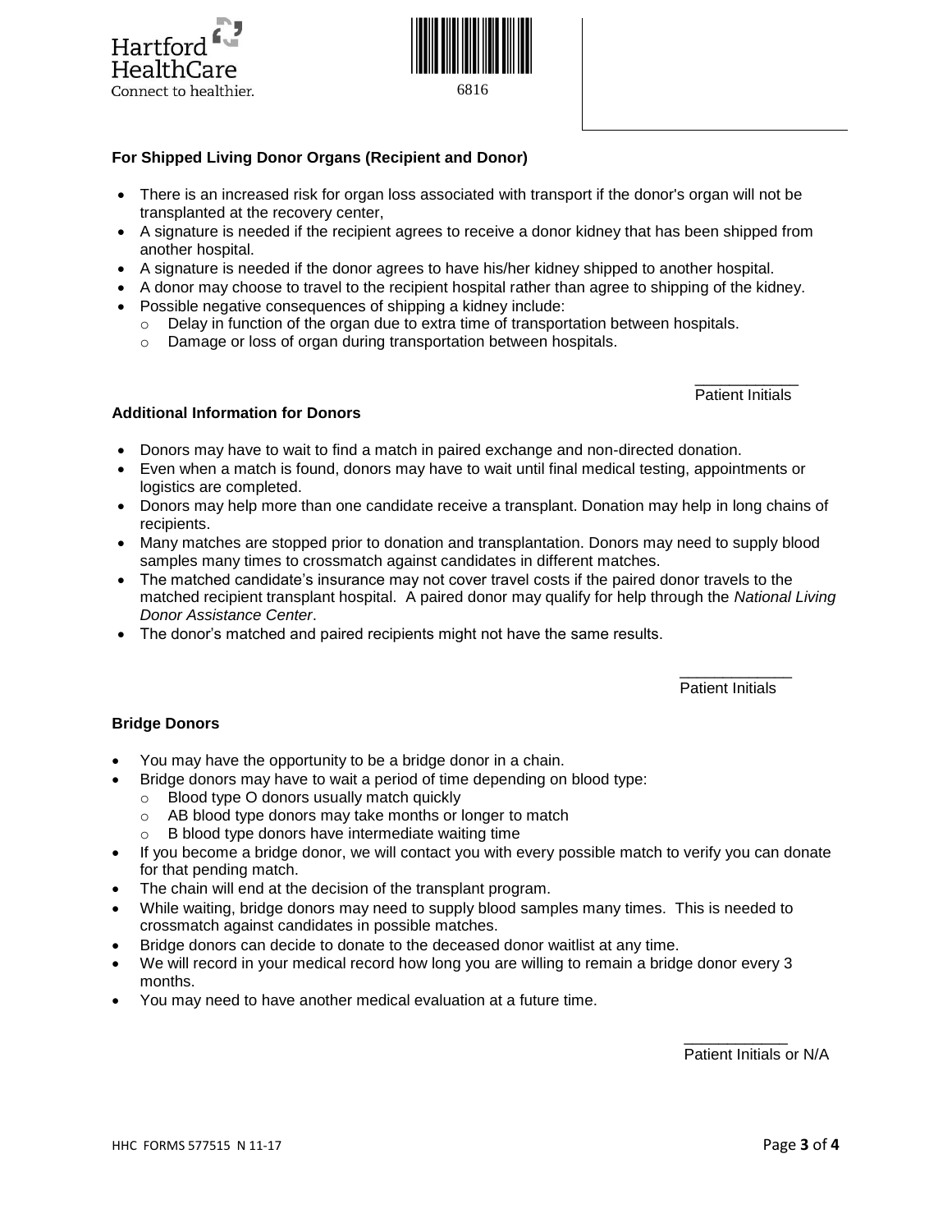### For Shipped Living Donor Organs (Recipient and Donor)

- There is an increased risk for organ loss associated with transport if the donor's organ will not be transplanted at the recovery center,
- A signature is needed if the recipient agrees to receive a donor kidney that has been shipped from another hospital.
- A signature is needed if the donor agrees to have his/her kidney shipped to another hospital.
- A donor may choose to travel to the recipient hospital rather than agree to shipping of the kidney.
- Possible negative consequences of shipping a kidney include:
  - Delay in function of the organ due to extra time of transportation between hospitals.
  - Damage or loss of organ during transportation between hospitals.

____________
Patient Initials

### Additional Information for Donors

- Donors may have to wait to find a match in paired exchange and non-directed donation.
- Even when a match is found, donors may have to wait until final medical testing, appointments or logistics are completed.
- Donors may help more than one candidate receive a transplant. Donation may help in long chains of recipients.
- Many matches are stopped prior to donation and transplantation. Donors may need to supply blood samples many times to crossmatch against candidates in different matches.
- The matched candidate's insurance may not cover travel costs if the paired donor travels to the matched recipient transplant hospital. A paired donor may qualify for help through the *National Living Donor Assistance Center*.
- The donor's matched and paired recipients might not have the same results.

_____________
Patient Initials

### Bridge Donors

- You may have the opportunity to be a bridge donor in a chain.
- Bridge donors may have to wait a period of time depending on blood type:
  - Blood type O donors usually match quickly
  - AB blood type donors may take months or longer to match
  - B blood type donors have intermediate waiting time
- If you become a bridge donor, we will contact you with every possible match to verify you can donate for that pending match.
- The chain will end at the decision of the transplant program.
- While waiting, bridge donors may need to supply blood samples many times. This is needed to crossmatch against candidates in possible matches.
- Bridge donors can decide to donate to the deceased donor waitlist at any time.
- We will record in your medical record how long you are willing to remain a bridge donor every 3 months.
- You may need to have another medical evaluation at a future time.

____________
Patient Initials or N/A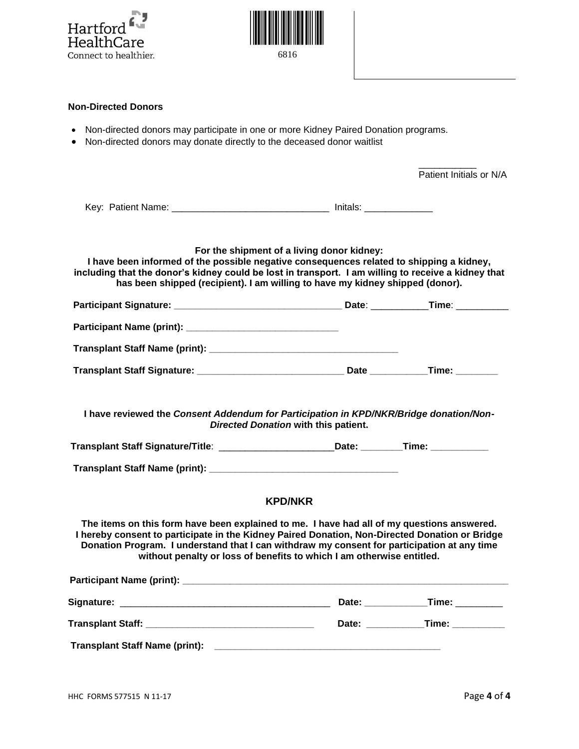Hartford HealthCare
Connect to healthier.

6816

**Non-Directed Donors**

- Non-directed donors may participate in one or more Kidney Paired Donation programs.
- Non-directed donors may donate directly to the deceased donor waitlist

___________
Patient Initials or N/A

Key: Patient Name: ______________________________ Initals: _____________

**For the shipment of a living donor kidney:**
**I have been informed of the possible negative consequences related to shipping a kidney, including that the donor's kidney could be lost in transport. I am willing to receive a kidney that has been shipped (recipient). I am willing to have my kidney shipped (donor).**

**Participant Signature:** ________________________________ **Date**: ___________**Time**: __________

**Participant Name (print):** _____________________________

**Transplant Staff Name (print):** ___________________________________

**Transplant Staff Signature:** ___________________________ **Date** ___________**Time:** ________

**I have reviewed the *Consent Addendum for Participation in KPD/NKR/Bridge donation/Non-Directed Donation* with this patient.**

**Transplant Staff Signature/Title**: _____________________**Date:** ________**Time:** ___________

**Transplant Staff Name (print):** ___________________________________

## KPD/NKR

**The items on this form have been explained to me. I have had all of my questions answered. I hereby consent to participate in the Kidney Paired Donation, Non-Directed Donation or Bridge Donation Program. I understand that I can withdraw my consent for participation at any time without penalty or loss of benefits to which I am otherwise entitled.**

**Participant Name (print):** ______________________________________________________________

**Signature:** ______________________________________ **Date:** ____________**Time:** _________

**Transplant Staff:** ________________________________ **Date:** ___________**Time:** __________

**Transplant Staff Name (print):** __________________________________________

HHC FORMS 577515 N 11-17